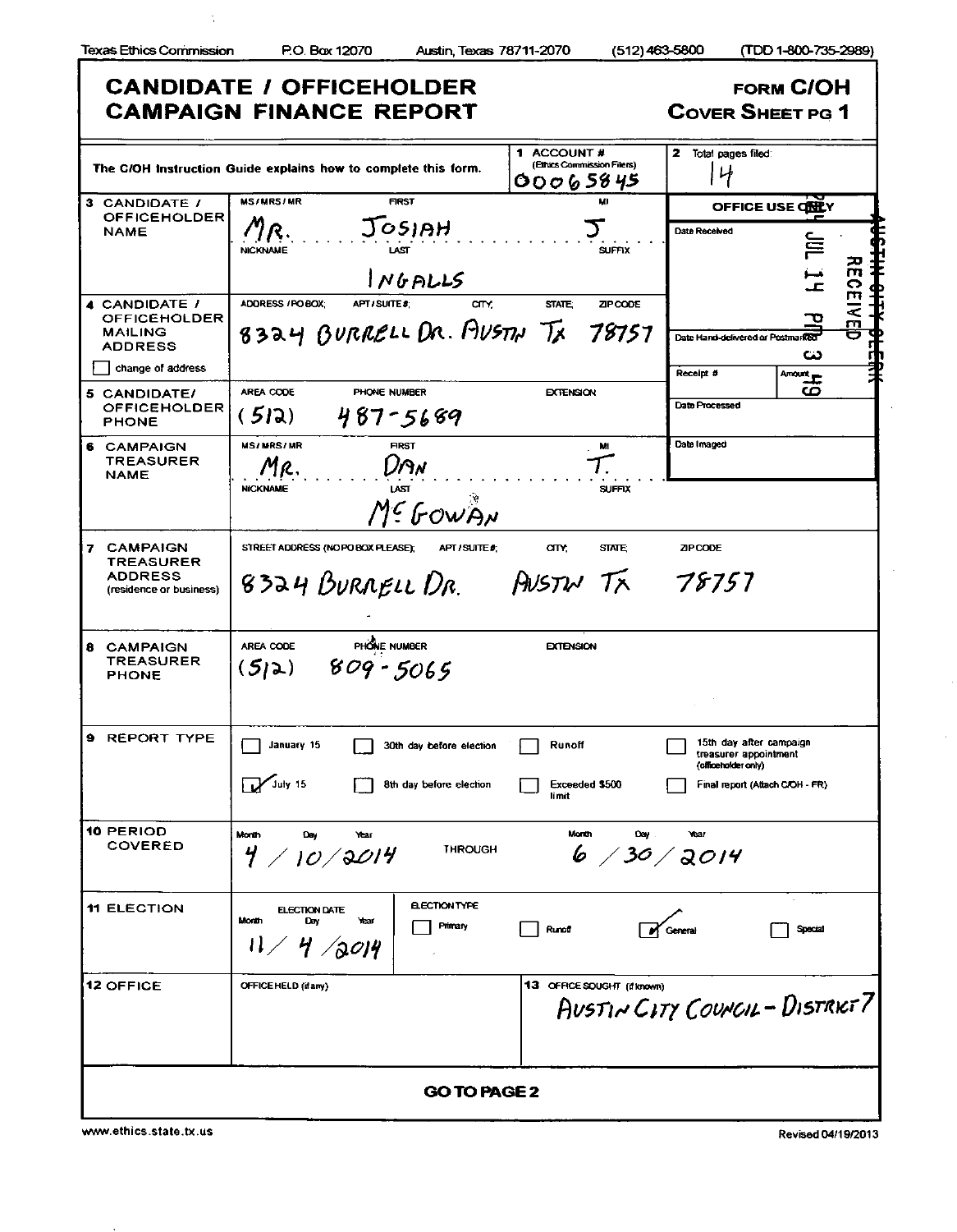Texas Ethics Commission P.O. Box 12070 Austin, Texas 78711-2070 (512) 463-5800 (TDD 1-800-735-2989)

# CANDIDATE / OFFICEHOLDER CAMPAIGN FINANCE REPORT

**FORM C/OH**
**COVER SHEET PG 1**

| | | | |
|---|---|---|---|
| The C/OH Instruction Guide explains how to complete this form. | | **1 ACCOUNT #** (Ethics Commission Filers) 00065845 | **2** Total pages filed: 14 |
| **3 CANDIDATE / OFFICEHOLDER NAME** | MS/MRS/MR: MR. FIRST: JOSIAH MI: J NICKNAME: LAST: INGALLS SUFFIX: | | **OFFICE USE ONLY** Date Received: 2014 JUL 14 PM 3 49 RECEIVED AUSTIN CITY CLERK |
| **4 CANDIDATE / OFFICEHOLDER MAILING ADDRESS** ☐ change of address | ADDRESS / PO BOX; APT / SUITE #; CITY; STATE; ZIP CODE: 8324 BURRELL DR. AUSTIN TX 78757 | | Date Hand-delivered or Postmarked |
| | | | Receipt # Amount |
| **5 CANDIDATE / OFFICEHOLDER PHONE** | AREA CODE: (512) PHONE NUMBER: 487-5689 EXTENSION: | | Date Processed |
| **6 CAMPAIGN TREASURER NAME** | MS/MRS/MR: MR. FIRST: DAN MI: T. NICKNAME: LAST: McGOWAN SUFFIX: | | Date Imaged |
| **7 CAMPAIGN TREASURER ADDRESS** (residence or business) | STREET ADDRESS (NO PO BOX PLEASE); APT / SUITE #; CITY; STATE; ZIP CODE: 8324 BURRELL DR. AUSTIN TX 78757 | | |
| **8 CAMPAIGN TREASURER PHONE** | AREA CODE: (512) PHONE NUMBER: 809-5065 EXTENSION: | | |

**9 REPORT TYPE**

- ☐ January 15
- ☑ July 15
- ☐ 30th day before election
- ☐ 8th day before election
- ☐ Runoff
- ☐ Exceeded $500 limit
- ☐ 15th day after campaign treasurer appointment (officeholder only)
- ☐ Final report (Attach C/OH - FR)

**10 PERIOD COVERED**

Month / Day / Year: 4 / 10 / 2014 THROUGH Month / Day / Year: 6 / 30 / 2014

**11 ELECTION**

ELECTION DATE (Month / Day / Year): 11 / 4 / 2014

ELECTION TYPE: ☐ Primary ☐ Runoff ☑ General ☐ Special

**12 OFFICE**

OFFICE HELD (if any):

**13** OFFICE SOUGHT (if known): AUSTIN CITY COUNCIL - DISTRICT 7

**GO TO PAGE 2**

www.ethics.state.tx.us Revised 04/19/2013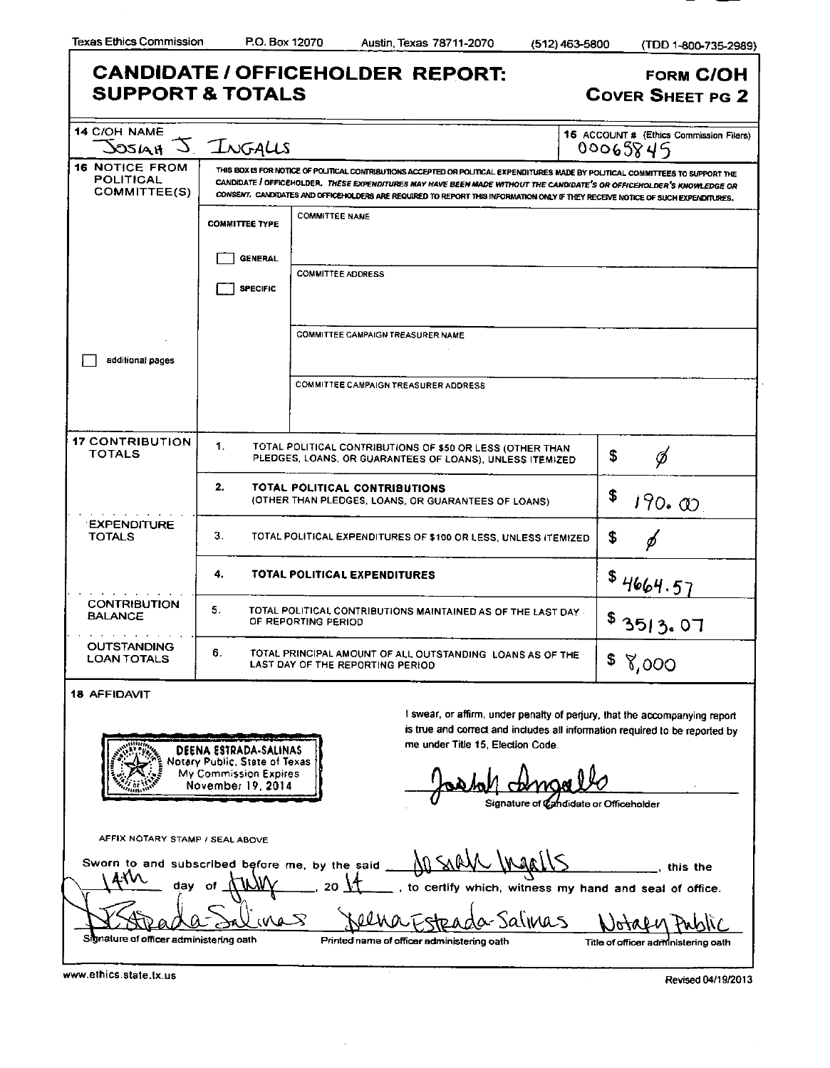Texas Ethics Commission P.O. Box 12070 Austin, Texas 78711-2070 (512) 463-5800 (TDD 1-800-735-2989)

# CANDIDATE / OFFICEHOLDER REPORT: SUPPORT & TOTALS

**FORM C/OH**
**COVER SHEET PG 2**

| | |
|---|---|
| **14 C/OH NAME** Josiah J. Ingalls | **15 ACCOUNT #** (Ethics Commission Filers) 00065845 |

**16 NOTICE FROM POLITICAL COMMITTEE(S)**

THIS BOX IS FOR NOTICE OF POLITICAL CONTRIBUTIONS ACCEPTED OR POLITICAL EXPENDITURES MADE BY POLITICAL COMMITTEES TO SUPPORT THE CANDIDATE / OFFICEHOLDER. *THESE EXPENDITURES MAY HAVE BEEN MADE WITHOUT THE CANDIDATE'S OR OFFICEHOLDER'S KNOWLEDGE OR CONSENT.* CANDIDATES AND OFFICEHOLDERS ARE REQUIRED TO REPORT THIS INFORMATION ONLY IF THEY RECEIVE NOTICE OF SUCH EXPENDITURES.

| COMMITTEE TYPE | |
|---|---|
| ☐ GENERAL | COMMITTEE NAME |
| ☐ SPECIFIC | COMMITTEE ADDRESS |
| | COMMITTEE CAMPAIGN TREASURER NAME |
| | COMMITTEE CAMPAIGN TREASURER ADDRESS |

☐ additional pages

| | | | |
|---|---|---|---|
| **17 CONTRIBUTION TOTALS** | 1. | TOTAL POLITICAL CONTRIBUTIONS OF $50 OR LESS (OTHER THAN PLEDGES, LOANS, OR GUARANTEES OF LOANS), UNLESS ITEMIZED | $ Ø |
| | 2. | **TOTAL POLITICAL CONTRIBUTIONS** (OTHER THAN PLEDGES, LOANS, OR GUARANTEES OF LOANS) | $ 190.00 |
| **EXPENDITURE TOTALS** | 3. | TOTAL POLITICAL EXPENDITURES OF $100 OR LESS, UNLESS ITEMIZED | $ Ø |
| | 4. | **TOTAL POLITICAL EXPENDITURES** | $ 4664.57 |
| **CONTRIBUTION BALANCE** | 5. | TOTAL POLITICAL CONTRIBUTIONS MAINTAINED AS OF THE LAST DAY OF REPORTING PERIOD | $ 3513.07 |
| **OUTSTANDING LOAN TOTALS** | 6. | TOTAL PRINCIPAL AMOUNT OF ALL OUTSTANDING LOANS AS OF THE LAST DAY OF THE REPORTING PERIOD | $ 8,000 |

**18 AFFIDAVIT**

DEENA ESTRADA-SALINAS
Notary Public, State of Texas
My Commission Expires
November 19, 2014

I swear, or affirm, under penalty of perjury, that the accompanying report is true and correct and includes all information required to be reported by me under Title 15, Election Code.

Josiah Ingalls
Signature of Candidate or Officeholder

AFFIX NOTARY STAMP / SEAL ABOVE

Sworn to and subscribed before me, by the said Josiah Ingalls, this the 14th day of July, 20 14, to certify which, witness my hand and seal of office.

| | | |
|---|---|---|
| Estrada-Salinas | Deena Estrada-Salinas | Notary Public |
| Signature of officer administering oath | Printed name of officer administering oath | Title of officer administering oath |

www.ethics.state.tx.us

Revised 04/19/2013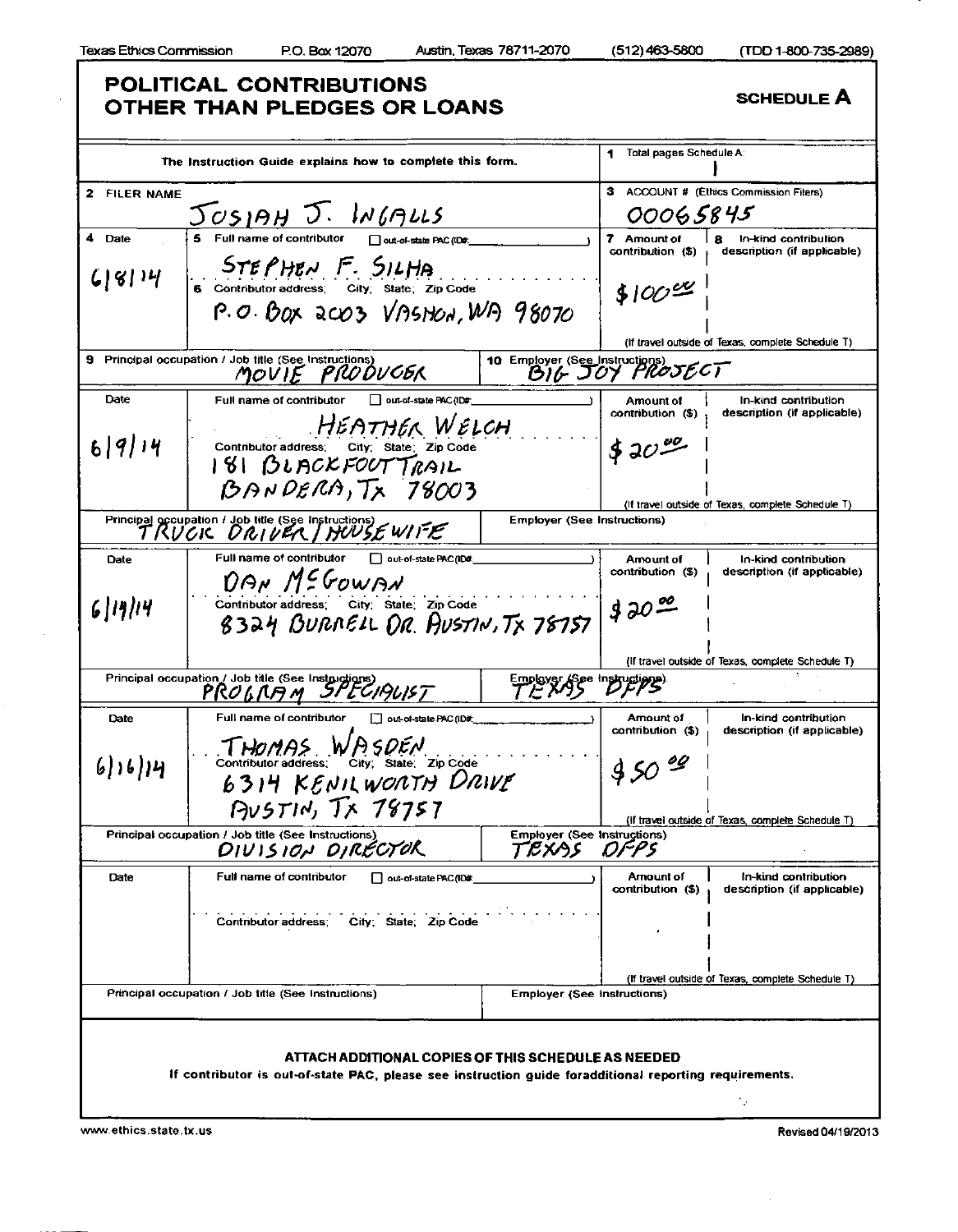Texas Ethics Commission P.O. Box 12070 Austin, Texas 78711-2070 (512) 463-5800 (TDD 1-800-735-2989)

# POLITICAL CONTRIBUTIONS OTHER THAN PLEDGES OR LOANS

**SCHEDULE A**

The Instruction Guide explains how to complete this form.

1 Total pages Schedule A: 1

2 FILER NAME: JOSIAH J. INGALLS

3 ACCOUNT # (Ethics Commission Filers): 00065845

| 4 Date | 5 Full name of contributor / 6 Contributor address; City; State; Zip Code | 7 Amount of contribution ($) | 8 In-kind contribution description (if applicable) |
|---|---|---|---|
| 6/8/14 | STEPHEN F. SILHA<br>P.O. BOX 2003 VASHON, WA 98070 | $100.00 | |
| 9 Principal occupation / Job title: MOVIE PRODUCER | | 10 Employer: BIG JOY PROJECT | |
| 6/9/14 | HEATHER WELCH<br>181 BLACKFOOT TRAIL<br>BANDERA, TX 78003 | $20.00 | |
| Principal occupation / Job title: TRUCK DRIVER / HOUSEWIFE | | Employer: | |
| 6/19/14 | DAN McGOWAN<br>8324 BURRELL DR. AUSTIN, TX 78757 | $20.00 | |
| Principal occupation / Job title: PROGRAM SPECIALIST | | Employer: TEXAS DFPS | |
| 6/16/14 | THOMAS WASDEN<br>6314 KENILWORTH DRIVE<br>AUSTIN, TX 78757 | $50.00 | |
| Principal occupation / Job title: DIVISION DIRECTOR | | Employer: TEXAS DFPS | |
| | | | |
| Principal occupation / Job title: | | Employer: | |

(If travel outside of Texas, complete Schedule T)

**ATTACH ADDITIONAL COPIES OF THIS SCHEDULE AS NEEDED**

If contributor is out-of-state PAC, please see instruction guide foradditional reporting requirements.

www.ethics.state.tx.us Revised 04/19/2013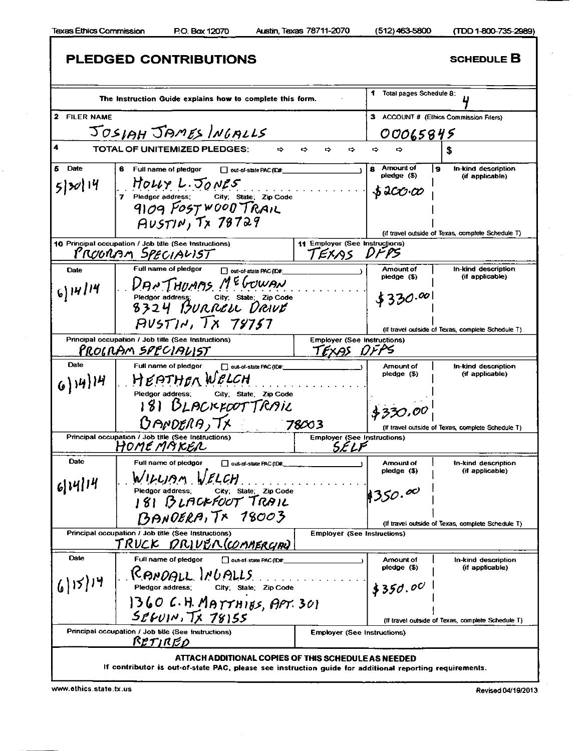Texas Ethics Commission P.O. Box 12070 Austin, Texas 78711-2070 (512) 463-5800 (TDD 1-800-735-2989)

# PLEDGED CONTRIBUTIONS

**SCHEDULE B**

The Instruction Guide explains how to complete this form.

1 Total pages Schedule B: 4

2 FILER NAME: JOSIAH JAMES INGALLS

3 ACCOUNT # (Ethics Commission Filers): 00065845

4 TOTAL OF UNITEMIZED PLEDGES: $

| 5 Date | 6 Full name of pledgor / 7 Pledgor address; City; State; Zip Code | 8 Amount of pledge ($) | 9 In-kind description (if applicable) |
|---|---|---|---|
| 5/30/14 | HOLLY L. JONES<br>9109 FOSTWOOD TRAIL<br>AUSTIN, TX 78729 | $200.00 | |
| | 10 Principal occupation / Job title: PROGRAM SPECIALIST | 11 Employer: TEXAS DFPS | |
| 6/14/14 | DAN THOMAS McGOWAN<br>8324 BURRELL DRIVE<br>AUSTIN, TX 78757 | $330.00 | |
| | Principal occupation / Job title: PROGRAM SPECIALIST | Employer: TEXAS DFPS | |
| 6/14/14 | HEATHER WELCH<br>181 BLACKFOOT TRAIL<br>BANDERA, TX 78003 | $330.00 | |
| | Principal occupation / Job title: HOMEMAKER | Employer: SELF | |
| 6/14/14 | WILLIAM WELCH<br>181 BLACKFOOT TRAIL<br>BANDERA, TX 78003 | $350.00 | |
| | Principal occupation / Job title: TRUCK DRIVER (COMMERCIAL) | Employer: | |
| 6/15/14 | RANDALL INGALLS<br>1360 C.H. MATTHIES, APT. 301<br>SEGUIN, TX 78155 | $350.00 | |
| | Principal occupation / Job title: RETIRED | Employer: | |

(If travel outside of Texas, complete Schedule T)

**ATTACH ADDITIONAL COPIES OF THIS SCHEDULE AS NEEDED**

If contributor is out-of-state PAC, please see instruction guide for additional reporting requirements.

www.ethics.state.tx.us Revised 04/19/2013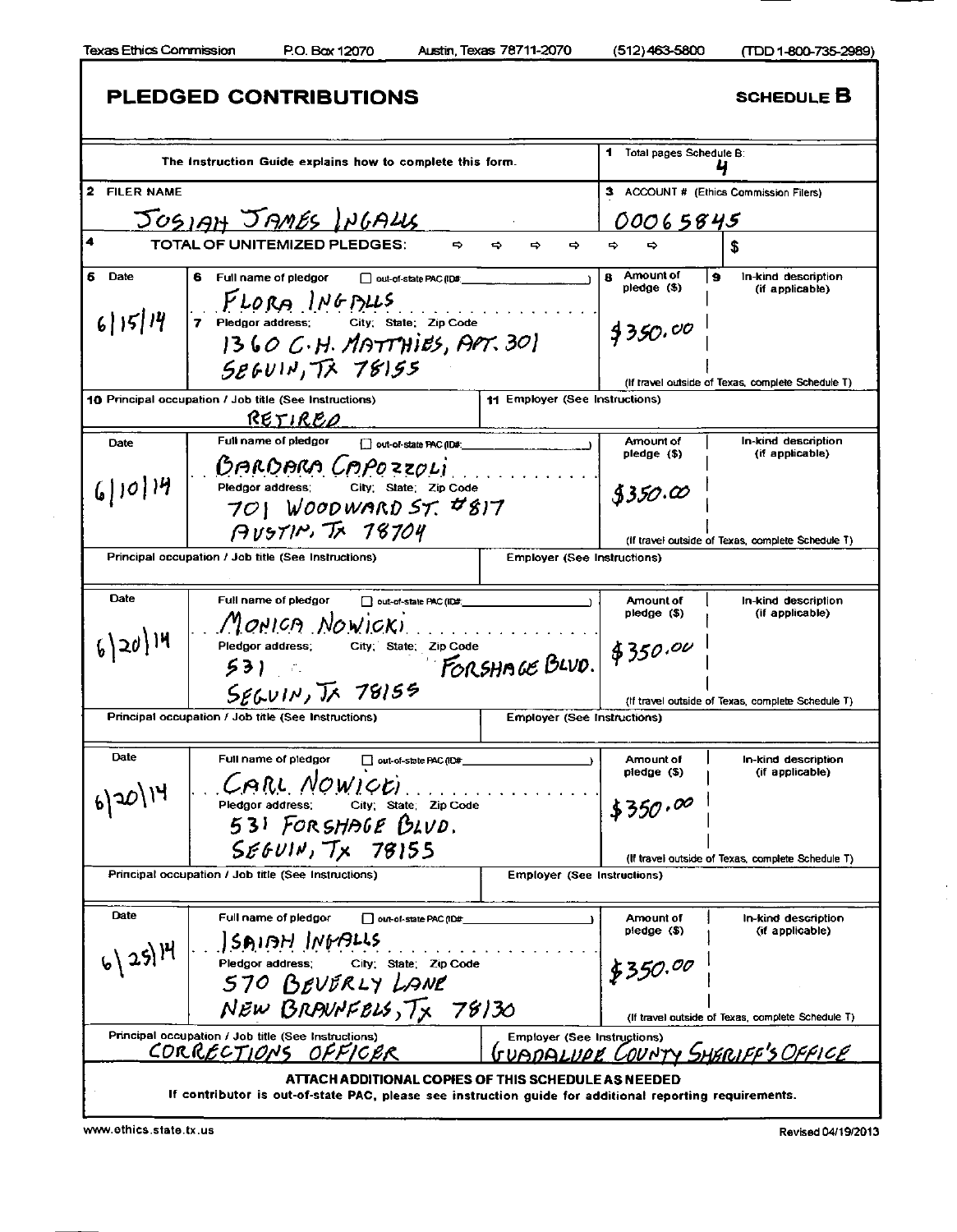Texas Ethics Commission P.O. Box 12070 Austin, Texas 78711-2070 (512) 463-5800 (TDD 1-800-735-2989)

# PLEDGED CONTRIBUTIONS

**SCHEDULE B**

The Instruction Guide explains how to complete this form.

1 Total pages Schedule B: 4

2 FILER NAME: JOSIAH JAMES INGALLS

3 ACCOUNT # (Ethics Commission Filers): 00065845

4 TOTAL OF UNITEMIZED PLEDGES: $

| 5 Date | 6 Full name of pledgor / 7 Pledgor address; City; State; Zip Code | 8 Amount of pledge ($) | 9 In-kind description (if applicable) |
|---|---|---|---|
| 6/15/14 | FLORA INGALLS<br>1360 C.H. MATTHIES, APT. 301<br>SEGUIN, TX 78155 | $350.00 | |
| | 10 Principal occupation / Job title: RETIRED | 11 Employer: | |
| 6/10/14 | BARBARA CAPOZZOLI<br>701 WOODWARD ST. #817<br>AUSTIN, TX 78704 | $350.00 | |
| | Principal occupation / Job title: | Employer: | |
| 6/20/14 | MONICA NOWICKI<br>531 FORSHAGE BLVD.<br>SEGUIN, TX 78155 | $350.00 | |
| | Principal occupation / Job title: | Employer: | |
| 6/20/14 | CARL NOWICKI<br>531 FORSHAGE BLVD.<br>SEGUIN, TX 78155 | $350.00 | |
| | Principal occupation / Job title: | Employer: | |
| 6/25/14 | ISAIAH INGALLS<br>570 BEVERLY LANE<br>NEW BRAUNFELS, TX 78130 | $350.00 | |
| | Principal occupation / Job title: CORRECTIONS OFFICER | Employer: GUADALUPE COUNTY SHERIFF'S OFFICE | |

(If travel outside of Texas, complete Schedule T)

**ATTACH ADDITIONAL COPIES OF THIS SCHEDULE AS NEEDED**

If contributor is out-of-state PAC, please see instruction guide for additional reporting requirements.

www.ethics.state.tx.us Revised 04/19/2013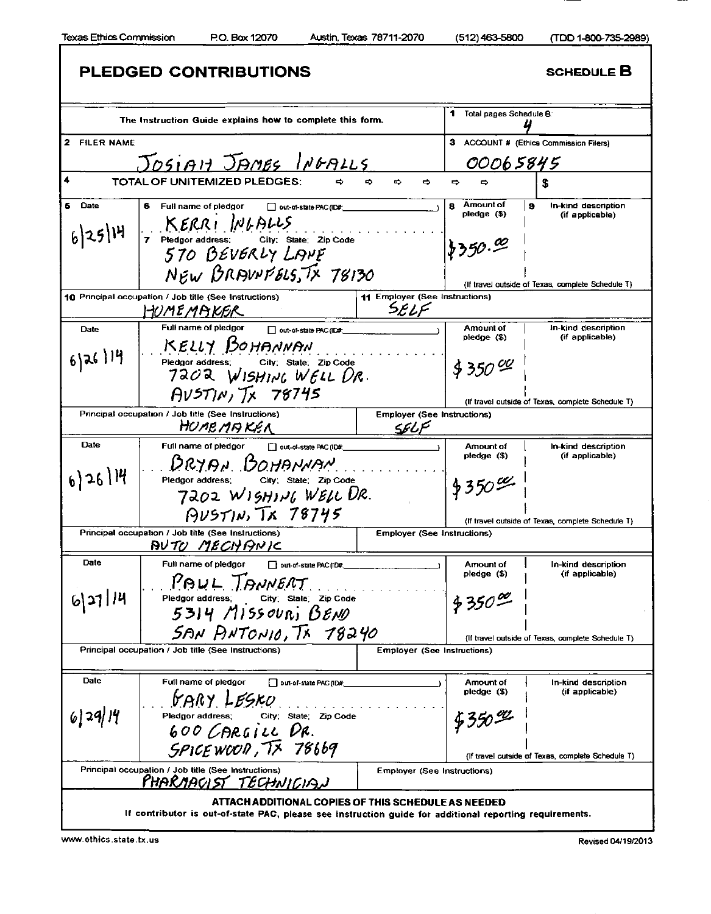Texas Ethics Commission P.O. Box 12070 Austin, Texas 78711-2070 (512) 463-5800 (TDD 1-800-735-2989)

# PLEDGED CONTRIBUTIONS

**SCHEDULE B**

The Instruction Guide explains how to complete this form.

**1** Total pages Schedule B: 4

**2 FILER NAME:** JOSIAH JAMES INGALLS

**3 ACCOUNT #** (Ethics Commission Filers): 00065845

**4 TOTAL OF UNITEMIZED PLEDGES:** $

| 5 Date | 6 Full name of pledgor / 7 Pledgor address; City; State; Zip Code | 8 Amount of pledge ($) | 9 In-kind description (if applicable) |
|---|---|---|---|
| 6/25/14 | KERRI INGALLS<br>570 BEVERLY LANE<br>NEW BRAUNFELS, TX 78130 | $350.00 | |
| | 10 Principal occupation / Job title: HOMEMAKER | 11 Employer: SELF | |
| 6/26/14 | KELLY BOHANNAN<br>7202 WISHING WELL DR.<br>AUSTIN, TX 78745 | $350.00 | |
| | Principal occupation / Job title: HOMEMAKER | Employer: SELF | |
| 6/26/14 | BRYAN BOHANNAN<br>7202 WISHING WELL DR.<br>AUSTIN, TX 78745 | $350.00 | |
| | Principal occupation / Job title: AUTO MECHANIC | Employer: | |
| 6/27/14 | PAUL TANNERT<br>5314 MISSOURI BEND<br>SAN ANTONIO, TX 78240 | $350.00 | |
| | Principal occupation / Job title: | Employer: | |
| 6/29/14 | GARY LESKO<br>600 CARGILL DR.<br>SPICEWOOD, TX 78669 | $350.00 | |
| | Principal occupation / Job title: PHARMACIST TECHNICIAN | Employer: | |

(If travel outside of Texas, complete Schedule T)

**ATTACH ADDITIONAL COPIES OF THIS SCHEDULE AS NEEDED**

**If contributor is out-of-state PAC, please see instruction guide for additional reporting requirements.**

www.ethics.state.tx.us Revised 04/19/2013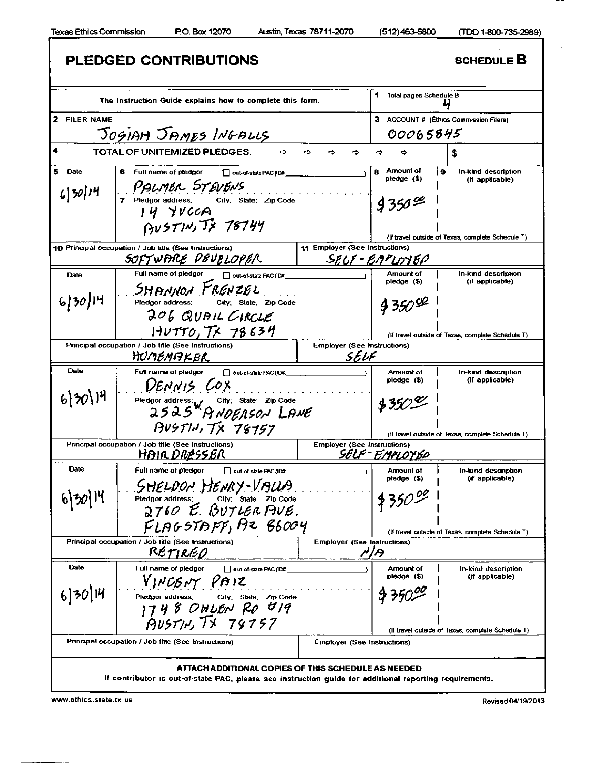Texas Ethics Commission P.O. Box 12070 Austin, Texas 78711-2070 (512) 463-5800 (TDD 1-800-735-2989)

# PLEDGED CONTRIBUTIONS

**SCHEDULE B**

The Instruction Guide explains how to complete this form.

1 Total pages Schedule B: 4

2 FILER NAME: JOSIAH JAMES INGALLS

3 ACCOUNT # (Ethics Commission Filers): 00065845

4 TOTAL OF UNITEMIZED PLEDGES: $

| 5 Date | 6 Full name of pledgor / 7 Pledgor address; City; State; Zip Code | 8 Amount of pledge ($) | 9 In-kind description (if applicable) |
|---|---|---|---|
| 6/30/14 | PALMER STEVENS<br>14 YUCCA<br>AUSTIN, TX 78744 | $350.00 | |
| 10 Principal occupation / Job title: SOFTWARE DEVELOPER | 11 Employer: SELF-EMPLOYED | | |
| 6/30/14 | SHANNON FRENZEL<br>206 QUAIL CIRCLE<br>HUTTO, TX 78634 | $350.00 | |
| Principal occupation / Job title: HOMEMAKER | Employer: SELF | | |
| 6/30/14 | DENNIS COX<br>2525 W. ANDERSON LANE<br>AUSTIN, TX 78757 | $350.00 | |
| Principal occupation / Job title: HAIRDRESSER | Employer: SELF-EMPLOYED | | |
| 6/30/14 | SHELDON HENRY-VALLA<br>2760 E. BUTLER AVE.<br>FLAGSTAFF, AZ 86004 | $350.00 | |
| Principal occupation / Job title: RETIRED | Employer: N/A | | |
| 6/30/14 | VINCENT PAIZ<br>1748 OHLEN RD #19<br>AUSTIN, TX 78757 | $350.00 | |
| Principal occupation / Job title: | Employer: | | |

(If travel outside of Texas, complete Schedule T)

**ATTACH ADDITIONAL COPIES OF THIS SCHEDULE AS NEEDED**

**If contributor is out-of-state PAC, please see instruction guide for additional reporting requirements.**

www.ethics.state.tx.us Revised 04/19/2013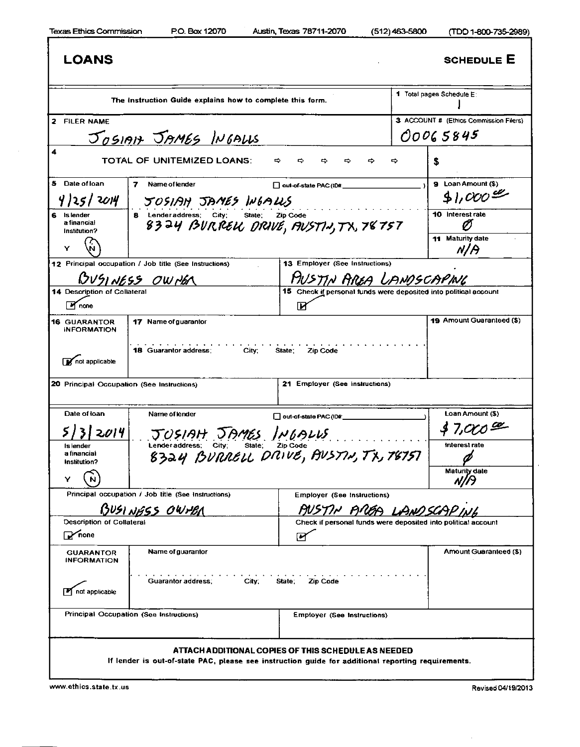Texas Ethics Commission    P.O. Box 12070    Austin, Texas 78711-2070    (512) 463-5800    (TDD 1-800-735-2989)

# LOANS

## SCHEDULE E

| The Instruction Guide explains how to complete this form. | 1 Total pages Schedule E: 1 |
|---|---|
| 2 FILER NAME: JOSIAH JAMES INGALLS | 3 ACCOUNT # (Ethics Commission Filers): 00065845 |
| 4 TOTAL OF UNITEMIZED LOANS: | $ |

| Field | Value |
|---|---|
| 5 Date of loan | 4/25/2014 |
| 7 Name of lender | JOSIAH JAMES INGALLS |
| out-of-state PAC (ID#) | ☐ |
| 9 Loan Amount ($) | $1,000.00 |
| 6 Is lender a financial institution? | N |
| 8 Lender address; City; State; Zip Code | 8324 BURRELL DRIVE, AUSTIN, TX, 78757 |
| 10 Interest rate | 0 |
| 11 Maturity date | N/A |
| 12 Principal occupation / Job title | BUSINESS OWNER |
| 13 Employer | AUSTIN AREA LANDSCAPING |
| 14 Description of Collateral | ☑ none |
| 15 Check if personal funds were deposited into political account | ☑ |
| 16 GUARANTOR INFORMATION | ☑ not applicable |
| 17 Name of guarantor | |
| 18 Guarantor address; City; State; Zip Code | |
| 19 Amount Guaranteed ($) | |
| 20 Principal Occupation | |
| 21 Employer | |

| Field | Value |
|---|---|
| Date of loan | 5/3/2014 |
| Name of lender | JOSIAH JAMES INGALLS |
| out-of-state PAC (ID#) | ☐ |
| Loan Amount ($) | $7,000.00 |
| Is lender a financial institution? | N |
| Lender address; City; State; Zip Code | 8324 BURRELL DRIVE, AUSTIN, TX, 78757 |
| Interest rate | 0 |
| Maturity date | N/A |
| Principal occupation / Job title | BUSINESS OWNER |
| Employer | AUSTIN AREA LANDSCAPING |
| Description of Collateral | ☑ none |
| Check if personal funds were deposited into political account | ☑ |
| GUARANTOR INFORMATION | ☑ not applicable |
| Name of guarantor | |
| Guarantor address; City; State; Zip Code | |
| Amount Guaranteed ($) | |
| Principal Occupation | |
| Employer | |

**ATTACH ADDITIONAL COPIES OF THIS SCHEDULE AS NEEDED**

If lender is out-of-state PAC, please see instruction guide for additional reporting requirements.

www.ethics.state.tx.us    Revised 04/19/2013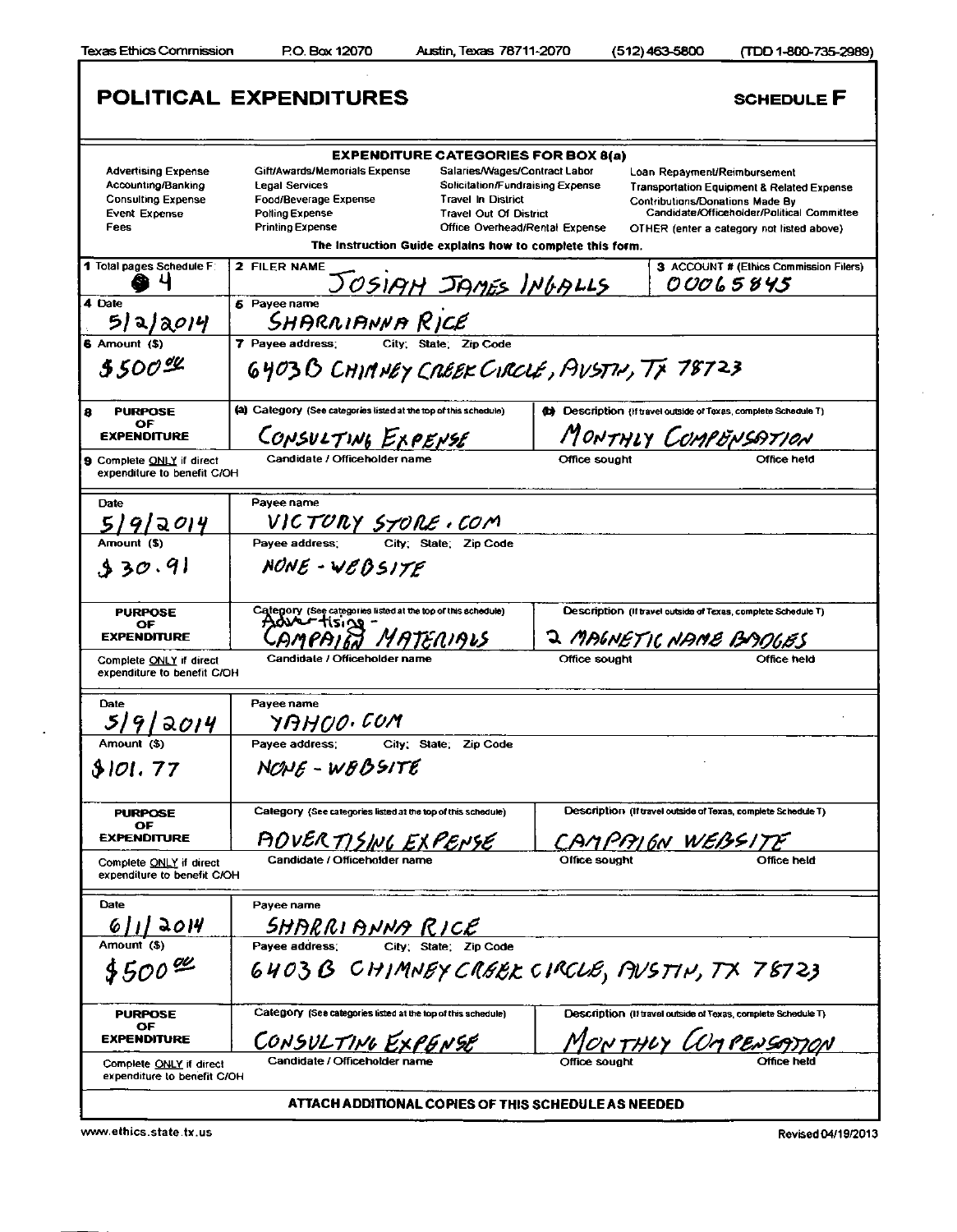Texas Ethics Commission P.O. Box 12070 Austin, Texas 78711-2070 (512) 463-5800 (TDD 1-800-735-2989)

# POLITICAL EXPENDITURES

**SCHEDULE F**

**EXPENDITURE CATEGORIES FOR BOX 8(a)**

| | | | |
|---|---|---|---|
| Advertising Expense | Gift/Awards/Memorials Expense | Salaries/Wages/Contract Labor | Loan Repayment/Reimbursement |
| Accounting/Banking | Legal Services | Solicitation/Fundraising Expense | Transportation Equipment & Related Expense |
| Consulting Expense | Food/Beverage Expense | Travel In District | Contributions/Donations Made By Candidate/Officeholder/Political Committee |
| Event Expense | Polling Expense | Travel Out Of District | |
| Fees | Printing Expense | Office Overhead/Rental Expense | OTHER (enter a category not listed above) |

**The Instruction Guide explains how to complete this form.**

| 1 Total pages Schedule F: | 2 FILER NAME | 3 ACCOUNT # (Ethics Commission Filers) |
|---|---|---|
| 4 | JOSIAH JAMES INGALLS | 00065845 |

| Date | Payee name | Amount ($) | Payee address; City; State; Zip Code | Category | Description |
|---|---|---|---|---|---|
| 5/2/2014 | SHARRIANNA RICE | $500.00 | 6403 B CHIMNEY CREEK CIRCLE, AUSTIN, TX 78723 | CONSULTING EXPENSE | MONTHLY COMPENSATION |
| 5/9/2014 | VICTORY STORE.COM | $30.91 | NONE - WEBSITE | Advertising - CAMPAIGN MATERIALS | 2 MAGNETIC NAME BADGES |
| 5/9/2014 | YAHOO.COM | $101.77 | NONE - WEBSITE | ADVERTISING EXPENSE | CAMPAIGN WEBSITE |
| 6/1/2014 | SHARRIANNA RICE | $500.00 | 6403 B CHIMNEY CREEK CIRCLE, AUSTIN, TX 78723 | CONSULTING EXPENSE | MONTHLY COMPENSATION |

9 Complete ONLY if direct expenditure to benefit C/OH: Candidate / Officeholder name; Office sought; Office held — (blank for all entries)

**ATTACH ADDITIONAL COPIES OF THIS SCHEDULE AS NEEDED**

www.ethics.state.tx.us Revised 04/19/2013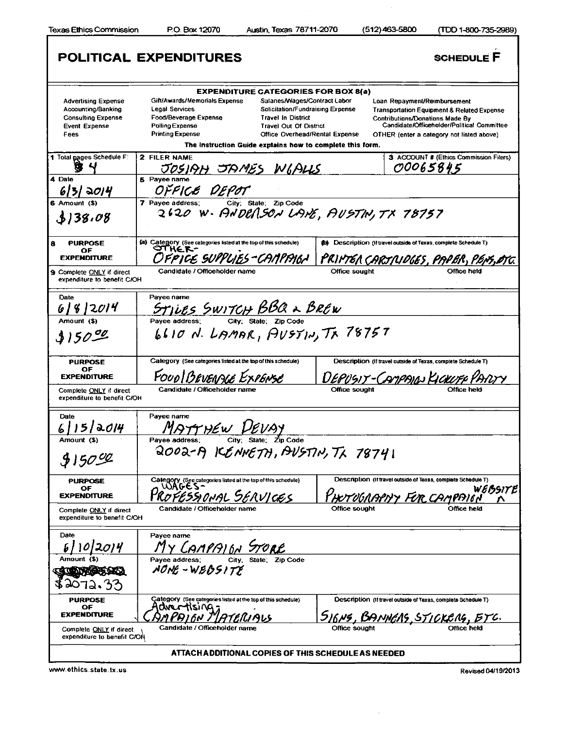Texas Ethics Commission P.O. Box 12070 Austin, Texas 78711-2070 (512) 463-5800 (TDD 1-800-735-2989)

# POLITICAL EXPENDITURES

**SCHEDULE F**

**EXPENDITURE CATEGORIES FOR BOX 8(a)**

| | | | |
|---|---|---|---|
| Advertising Expense | Gift/Awards/Memorials Expense | Salaries/Wages/Contract Labor | Loan Repayment/Reimbursement |
| Accounting/Banking | Legal Services | Solicitation/Fundraising Expense | Transportation Equipment & Related Expense |
| Consulting Expense | Food/Beverage Expense | Travel In District | Contributions/Donations Made By Candidate/Officeholder/Political Committee |
| Event Expense | Polling Expense | Travel Out Of District | |
| Fees | Printing Expense | Office Overhead/Rental Expense | OTHER (enter a category not listed above) |

**The Instruction Guide explains how to complete this form.**

| | | |
|---|---|---|
| 1 Total pages Schedule F: 4 | 2 FILER NAME: JOSIAH JAMES WGALLS | 3 ACCOUNT # (Ethics Commission Filers): 00065845 |

| | | |
|---|---|---|
| 4 Date: 6/3/2014 | 5 Payee name: OFFICE DEPOT | |
| 6 Amount ($): $138.08 | 7 Payee address; City; State; Zip Code: 2620 W. ANDERSON LANE, AUSTIN, TX 78757 | |
| 8 PURPOSE OF EXPENDITURE | (a) Category: OTHER- OFFICE SUPPLIES-CAMPAIGN | (b) Description: PRINTER CARTRIDGES, PAPER, PENS, ETC. |
| 9 Complete ONLY if direct expenditure to benefit C/OH | Candidate / Officeholder name | Office sought / Office held |

| | | |
|---|---|---|
| Date: 6/8/2014 | Payee name: STILES SWITCH BBQ & BREW | |
| Amount ($): $150.00 | Payee address; City; State; Zip Code: 6610 N. LAMAR, AUSTIN, TX 78757 | |
| PURPOSE OF EXPENDITURE | Category: FOOD/BEVERAGE EXPENSE | Description: DEPOSIT-CAMPAIGN KICKOFF PARTY |
| Complete ONLY if direct expenditure to benefit C/OH | Candidate / Officeholder name | Office sought / Office held |

| | | |
|---|---|---|
| Date: 6/15/2014 | Payee name: MATTHEW DEVAY | |
| Amount ($): $150.00 | Payee address; City; State; Zip Code: 2002-A KENNETH, AUSTIN, TX 78741 | |
| PURPOSE OF EXPENDITURE | Category: WAGES- PROFESSIONAL SERVICES | Description: PHOTOGRAPHY FOR CAMPAIGN WEBSITE |
| Complete ONLY if direct expenditure to benefit C/OH | Candidate / Officeholder name | Office sought / Office held |

| | | |
|---|---|---|
| Date: 6/10/2014 | Payee name: MY CAMPAIGN STORE | |
| Amount ($): $2072.33 | Payee address; City; State; Zip Code: NONE - WEBSITE | |
| PURPOSE OF EXPENDITURE | Category: Advertising- CAMPAIGN MATERIALS | Description: SIGNS, BANNERS, STICKERS, ETC. |
| Complete ONLY if direct expenditure to benefit C/OH | Candidate / Officeholder name | Office sought / Office held |

**ATTACH ADDITIONAL COPIES OF THIS SCHEDULE AS NEEDED**

www.ethics.state.tx.us Revised 04/19/2013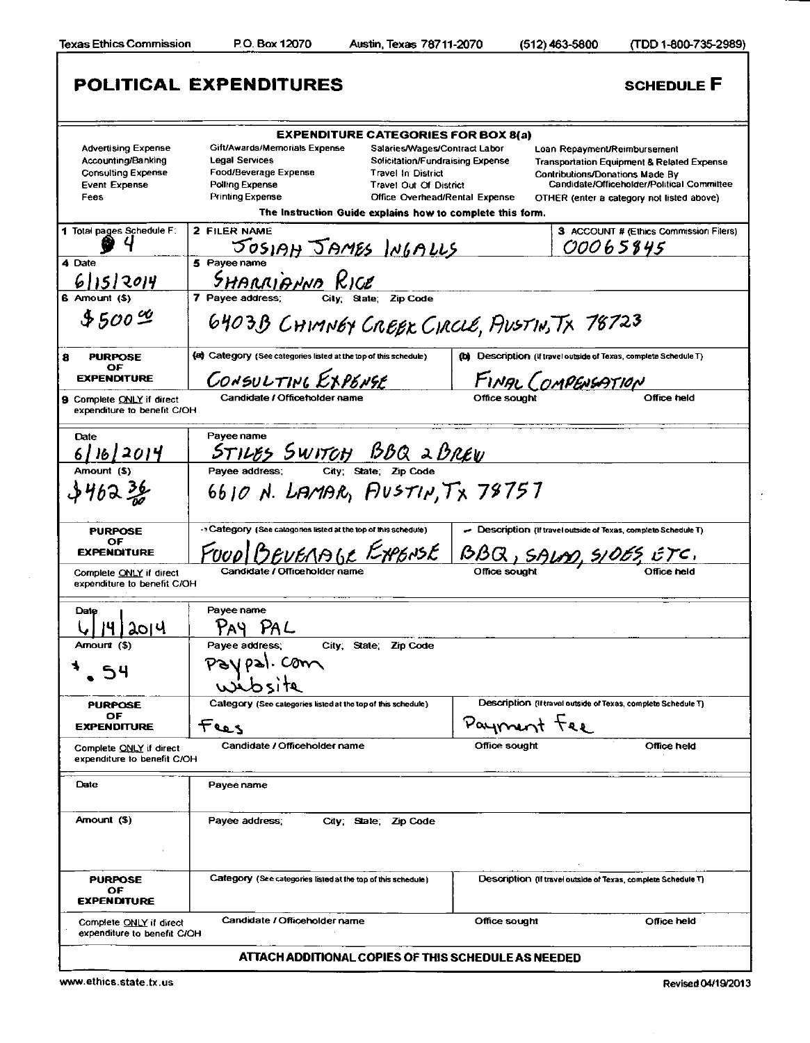Texas Ethics Commission P.O. Box 12070 Austin, Texas 78711-2070 (512) 463-5800 (TDD 1-800-735-2989)

# POLITICAL EXPENDITURES

**SCHEDULE F**

**EXPENDITURE CATEGORIES FOR BOX 8(a)**

| | | | |
|---|---|---|---|
| Advertising Expense | Gift/Awards/Memorials Expense | Salaries/Wages/Contract Labor | Loan Repayment/Reimbursement |
| Accounting/Banking | Legal Services | Solicitation/Fundraising Expense | Transportation Equipment & Related Expense |
| Consulting Expense | Food/Beverage Expense | Travel In District | Contributions/Donations Made By Candidate/Officeholder/Political Committee |
| Event Expense | Polling Expense | Travel Out Of District | |
| Fees | Printing Expense | Office Overhead/Rental Expense | OTHER (enter a category not listed above) |

The Instruction Guide explains how to complete this form.

| | | | |
|---|---|---|---|
| 1 Total pages Schedule F: 4 | 2 FILER NAME: JOSIAH JAMES INGALLS | | 3 ACCOUNT # (Ethics Commission Filers): 00065845 |
| 4 Date: 6/15/2014 | 5 Payee name: SHARRIANNA RICE | | |
| 6 Amount ($): $500.00 | 7 Payee address; City; State; Zip Code: 6403B CHIMNEY CREEK CIRCLE, AUSTIN, TX 78723 | | |
| 8 PURPOSE OF EXPENDITURE | (a) Category: CONSULTING EXPENSE | (b) Description: FINAL COMPENSATION | |
| 9 Complete ONLY if direct expenditure to benefit C/OH | Candidate / Officeholder name: | Office sought: | Office held: |
| Date: 6/16/2014 | Payee name: STILES SWITCH BBQ & BREW | | |
| Amount ($): $462.36 | Payee address; City; State; Zip Code: 6610 N. LAMAR, AUSTIN, TX 78757 | | |
| PURPOSE OF EXPENDITURE | Category: FOOD/BEVERAGE EXPENSE | Description: BBQ, SALAD, SIDES, ETC. | |
| Complete ONLY if direct expenditure to benefit C/OH | Candidate / Officeholder name: | Office sought: | Office held: |
| Date: 6/14/2014 | Payee name: PAY PAL | | |
| Amount ($): $.54 | Payee address; City; State; Zip Code: paypal.com website | | |
| PURPOSE OF EXPENDITURE | Category: Fees | Description: Payment Fee | |
| Complete ONLY if direct expenditure to benefit C/OH | Candidate / Officeholder name: | Office sought: | Office held: |
| Date: | Payee name: | | |
| Amount ($): | Payee address; City; State; Zip Code: | | |
| PURPOSE OF EXPENDITURE | Category: | Description: | |
| Complete ONLY if direct expenditure to benefit C/OH | Candidate / Officeholder name: | Office sought: | Office held: |

**ATTACH ADDITIONAL COPIES OF THIS SCHEDULE AS NEEDED**

www.ethics.state.tx.us Revised 04/19/2013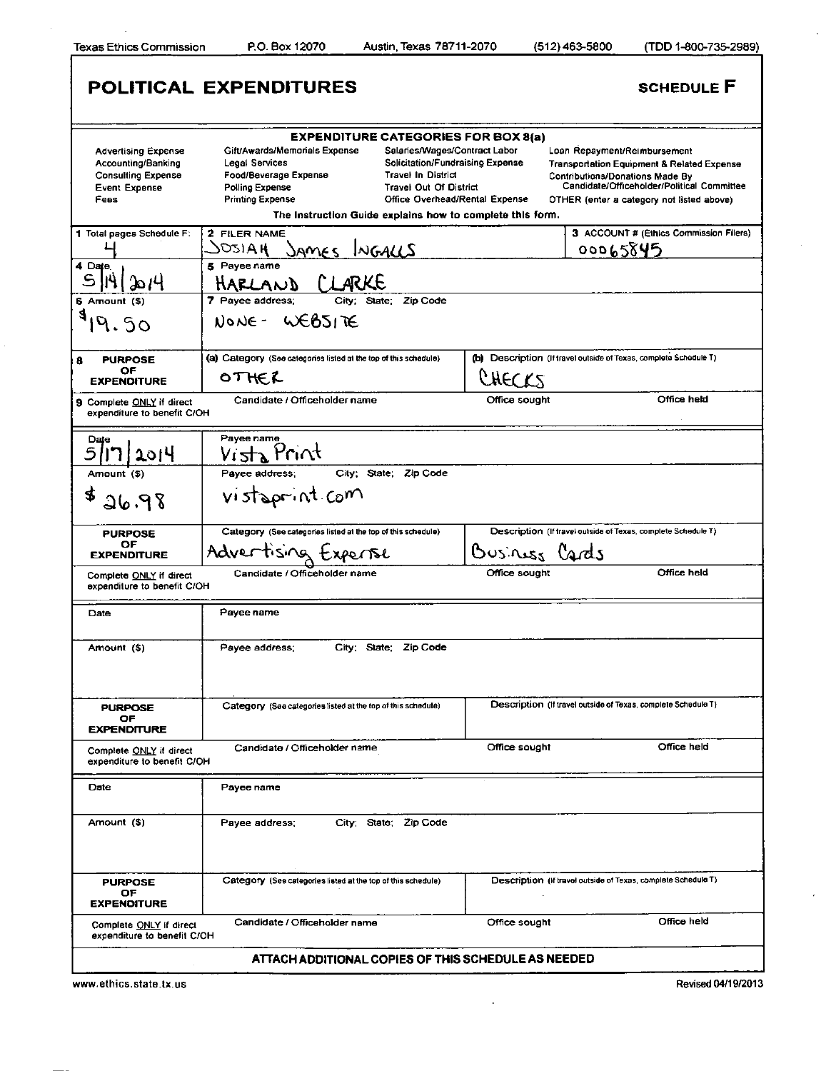Texas Ethics Commission P.O. Box 12070 Austin, Texas 78711-2070 (512) 463-5800 (TDD 1-800-735-2989)

# POLITICAL EXPENDITURES

## SCHEDULE F

**EXPENDITURE CATEGORIES FOR BOX 8(a)**

| | | | |
|---|---|---|---|
| Advertising Expense | Gift/Awards/Memorials Expense | Salaries/Wages/Contract Labor | Loan Repayment/Reimbursement |
| Accounting/Banking | Legal Services | Solicitation/Fundraising Expense | Transportation Equipment & Related Expense |
| Consulting Expense | Food/Beverage Expense | Travel In District | Contributions/Donations Made By Candidate/Officeholder/Political Committee |
| Event Expense | Polling Expense | Travel Out Of District | |
| Fees | Printing Expense | Office Overhead/Rental Expense | OTHER (enter a category not listed above) |

The Instruction Guide explains how to complete this form.

| 1 Total pages Schedule F: | 2 FILER NAME | | 3 ACCOUNT # (Ethics Commission Filers) |
|---|---|---|---|
| 4 | JOSIAH JAMES INGALLS | | 00065845 |

| 4 Date | 5 Payee name | | |
|---|---|---|---|
| 5/14/2014 | HARLAND CLARKE | | |
| 6 Amount ($) | 7 Payee address; City; State; Zip Code | | |
| $19.50 | NONE - WEBSITE | | |
| 8 PURPOSE OF EXPENDITURE | (a) Category (See categories listed at the top of this schedule) | (b) Description (If travel outside of Texas, complete Schedule T) | |
| | OTHER | CHECKS | |
| 9 Complete ONLY if direct expenditure to benefit C/OH | Candidate / Officeholder name | Office sought | Office held |
| | | | |

| Date | Payee name | | |
|---|---|---|---|
| 5/17/2014 | Vista Print | | |
| Amount ($) | Payee address; City; State; Zip Code | | |
| $ 26.98 | vistaprint.com | | |
| PURPOSE OF EXPENDITURE | Category (See categories listed at the top of this schedule) | Description (If travel outside of Texas, complete Schedule T) | |
| | Advertising Expense | Business Cards | |
| Complete ONLY if direct expenditure to benefit C/OH | Candidate / Officeholder name | Office sought | Office held |
| | | | |

| Date | Payee name | | |
|---|---|---|---|
| | | | |
| Amount ($) | Payee address; City; State; Zip Code | | |
| | | | |
| PURPOSE OF EXPENDITURE | Category (See categories listed at the top of this schedule) | Description (If travel outside of Texas, complete Schedule T) | |
| | | | |
| Complete ONLY if direct expenditure to benefit C/OH | Candidate / Officeholder name | Office sought | Office held |
| | | | |

| Date | Payee name | | |
|---|---|---|---|
| | | | |
| Amount ($) | Payee address; City; State; Zip Code | | |
| | | | |
| PURPOSE OF EXPENDITURE | Category (See categories listed at the top of this schedule) | Description (If travel outside of Texas, complete Schedule T) | |
| | | | |
| Complete ONLY if direct expenditure to benefit C/OH | Candidate / Officeholder name | Office sought | Office held |
| | | | |

**ATTACH ADDITIONAL COPIES OF THIS SCHEDULE AS NEEDED**

www.ethics.state.tx.us Revised 04/19/2013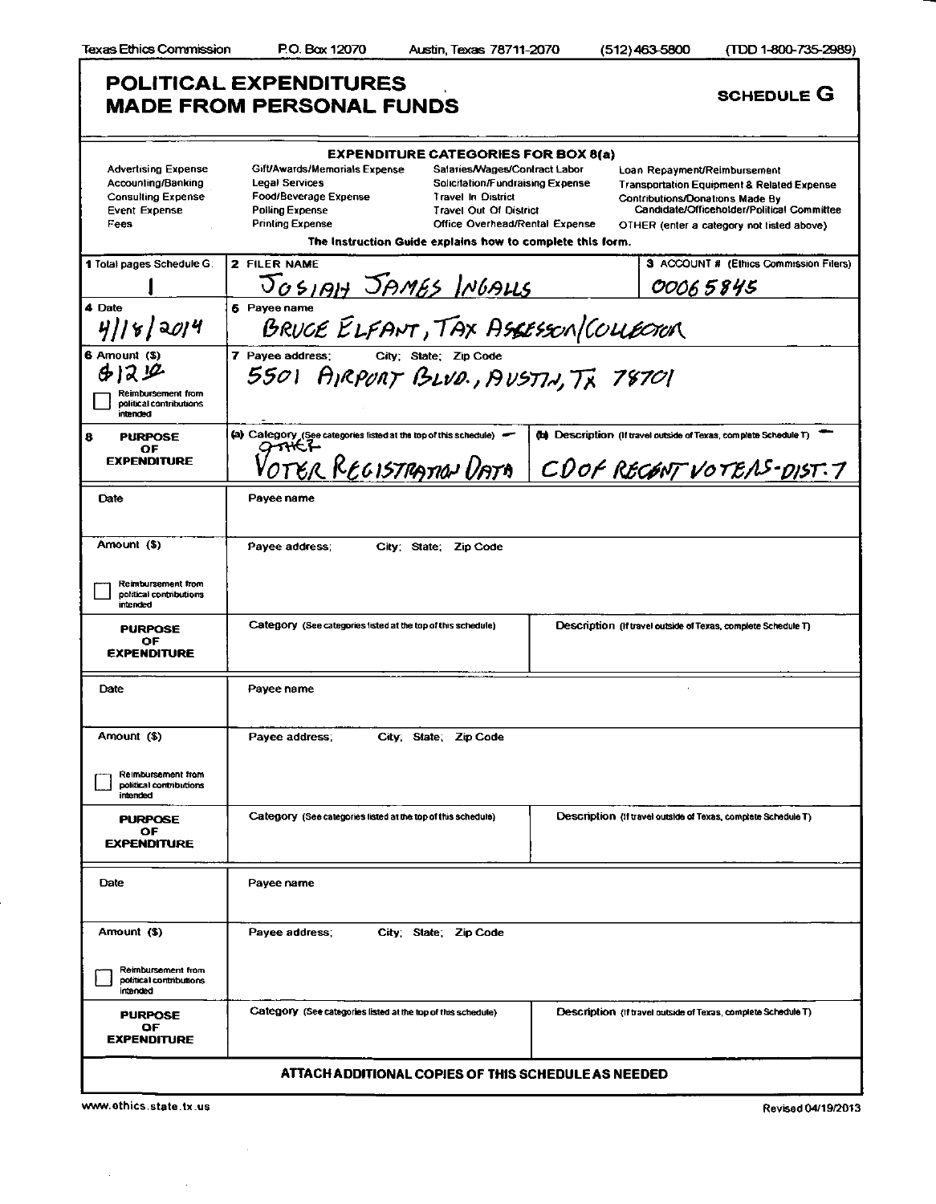Texas Ethics Commission P.O. Box 12070 Austin, Texas 78711-2070 (512) 463-5800 (TDD 1-800-735-2989)

# POLITICAL EXPENDITURES MADE FROM PERSONAL FUNDS

**SCHEDULE G**

**EXPENDITURE CATEGORIES FOR BOX 8(a)**

| | | | |
|---|---|---|---|
| Advertising Expense | Gift/Awards/Memorials Expense | Salaries/Wages/Contract Labor | Loan Repayment/Reimbursement |
| Accounting/Banking | Legal Services | Solicitation/Fundraising Expense | Transportation Equipment & Related Expense |
| Consulting Expense | Food/Beverage Expense | Travel In District | Contributions/Donations Made By Candidate/Officeholder/Political Committee |
| Event Expense | Polling Expense | Travel Out Of District | |
| Fees | Printing Expense | Office Overhead/Rental Expense | OTHER (enter a category not listed above) |

**The Instruction Guide explains how to complete this form.**

| | | |
|---|---|---|
| **1** Total pages Schedule G: 1 | **2** FILER NAME: JOSIAH JAMES INGALLS | **3** ACCOUNT # (Ethics Commission Filers): 00065845 |
| **4** Date: 4/18/2014 | **5** Payee name: BRUCE ELFANT, TAX ASSESSOR/COLLECTOR | |
| **6** Amount ($): $12.10 <br> ☐ Reimbursement from political contributions intended | **7** Payee address; City; State; Zip Code: 5501 AIRPORT BLVD., AUSTIN, TX 78701 | |
| **8 PURPOSE OF EXPENDITURE** | (a) Category (See categories listed at the top of this schedule): OTHER VOTER REGISTRATION DATA | (b) Description (If travel outside of Texas, complete Schedule T): CD OF RECENT VOTERS-DIST. 7 |
| Date | Payee name | |
| Amount ($) <br> ☐ Reimbursement from political contributions intended | Payee address; City; State; Zip Code | |
| **PURPOSE OF EXPENDITURE** | Category (See categories listed at the top of this schedule) | Description (If travel outside of Texas, complete Schedule T) |
| Date | Payee name | |
| Amount ($) <br> ☐ Reimbursement from political contributions intended | Payee address; City; State; Zip Code | |
| **PURPOSE OF EXPENDITURE** | Category (See categories listed at the top of this schedule) | Description (If travel outside of Texas, complete Schedule T) |
| Date | Payee name | |
| Amount ($) <br> ☐ Reimbursement from political contributions intended | Payee address; City; State; Zip Code | |
| **PURPOSE OF EXPENDITURE** | Category (See categories listed at the top of this schedule) | Description (If travel outside of Texas, complete Schedule T) |

**ATTACH ADDITIONAL COPIES OF THIS SCHEDULE AS NEEDED**

www.ethics.state.tx.us Revised 04/19/2013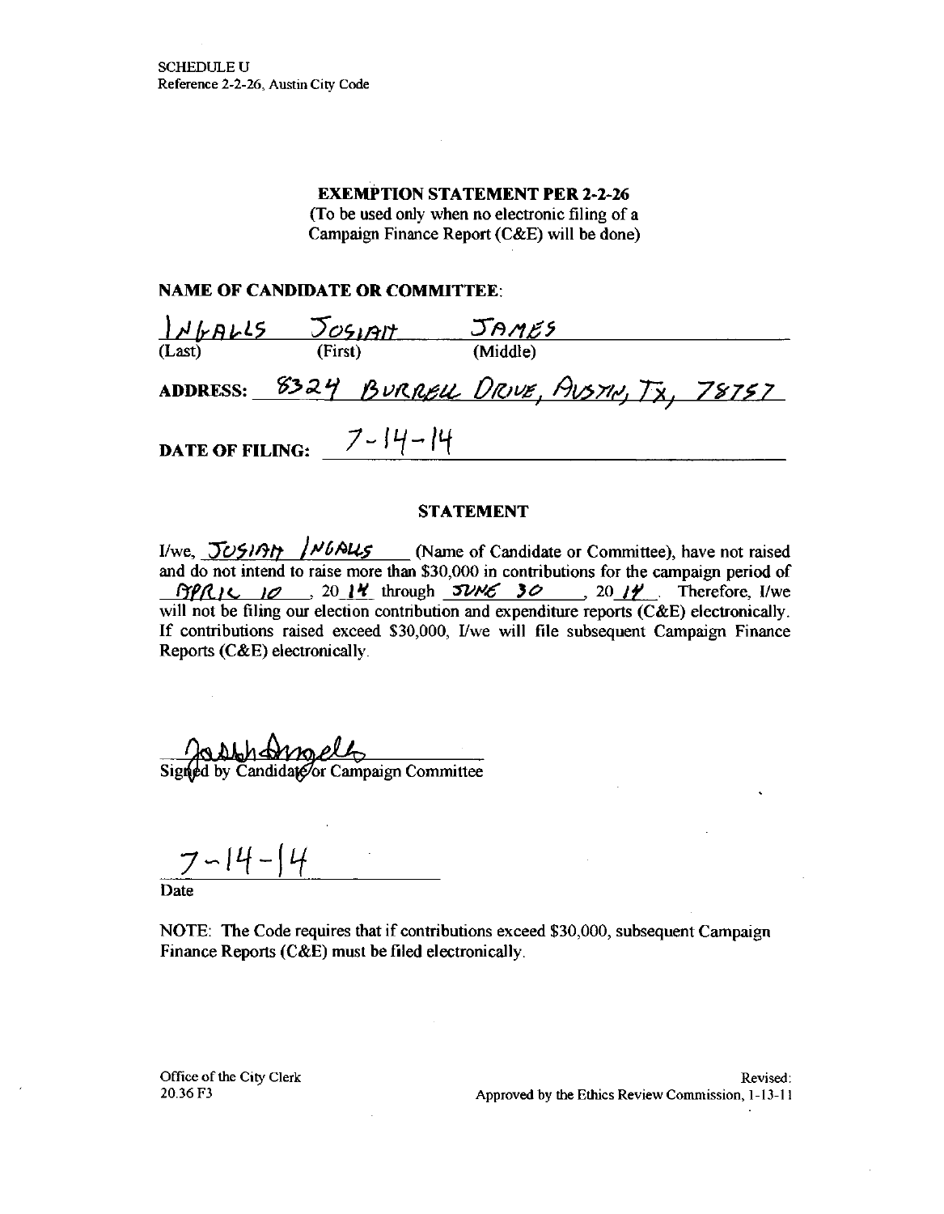SCHEDULE U
Reference 2-2-26, Austin City Code

**EXEMPTION STATEMENT PER 2-2-26**
(To be used only when no electronic filing of a Campaign Finance Report (C&E) will be done)

**NAME OF CANDIDATE OR COMMITTEE**:

INGALLS JOSIAH JAMES
(Last) (First) (Middle)

**ADDRESS:** 8324 BURRELL DRIVE, AUSTIN, TX, 78757

**DATE OF FILING:** 7-14-14

## STATEMENT

I/we, JOSIAH INGALLS (Name of Candidate or Committee), have not raised and do not intend to raise more than $30,000 in contributions for the campaign period of APRIL 10, 20 14 through JUNE 30, 20 14. Therefore, I/we will not be filing our election contribution and expenditure reports (C&E) electronically. If contributions raised exceed $30,000, I/we will file subsequent Campaign Finance Reports (C&E) electronically.

Josiah Ingalls
Signed by Candidate/or Campaign Committee

7-14-14
Date

NOTE: The Code requires that if contributions exceed $30,000, subsequent Campaign Finance Reports (C&E) must be filed electronically.

Office of the City Clerk
20.36 F3

Revised:
Approved by the Ethics Review Commission, 1-13-11